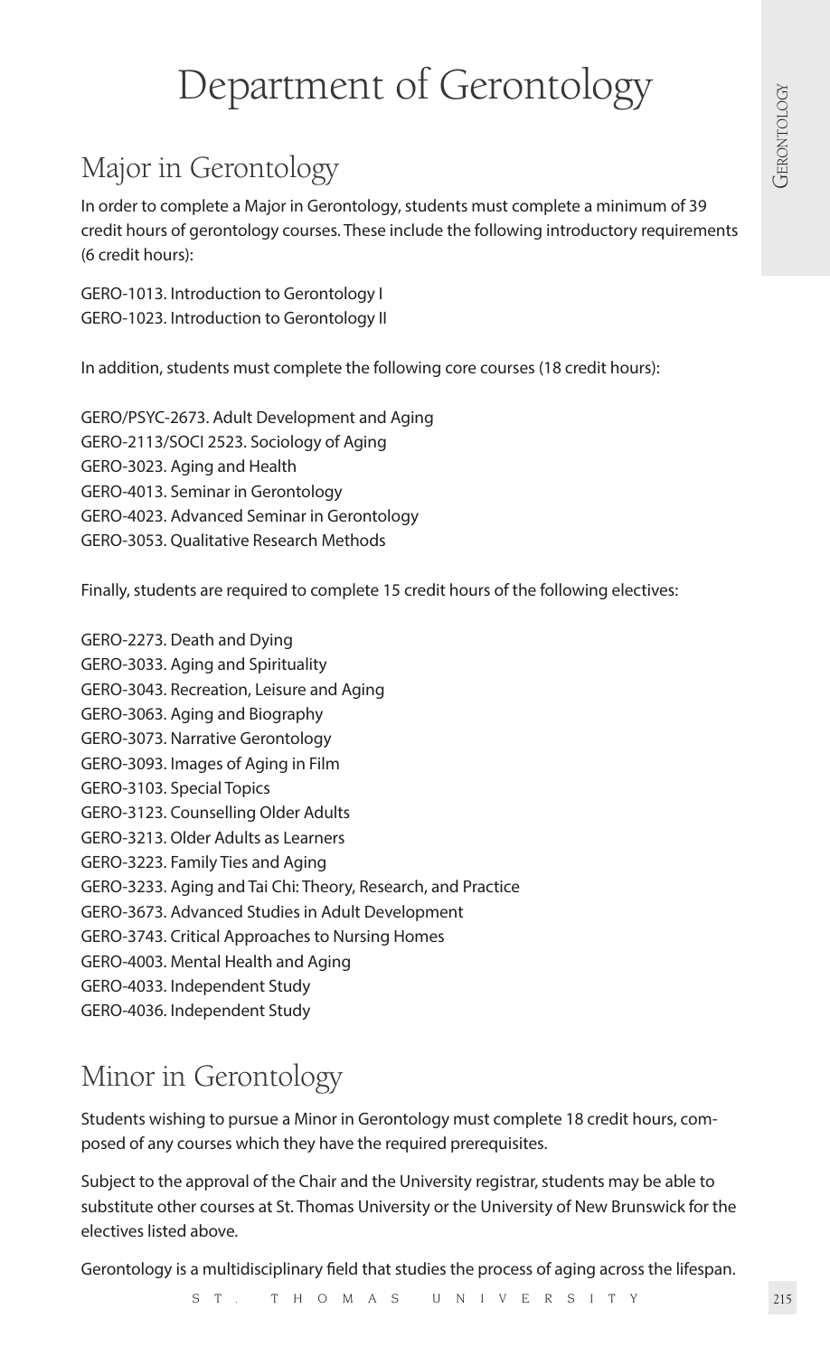# Department of Gerontology

## Major in Gerontology

In order to complete a Major in Gerontology, students must complete a minimum of 39 credit hours of gerontology courses. These include the following introductory requirements (6 credit hours):

GERO-1013. Introduction to Gerontology I
GERO-1023. Introduction to Gerontology II

In addition, students must complete the following core courses (18 credit hours):

GERO/PSYC-2673. Adult Development and Aging
GERO-2113/SOCI 2523. Sociology of Aging
GERO-3023. Aging and Health
GERO-4013. Seminar in Gerontology
GERO-4023. Advanced Seminar in Gerontology
GERO-3053. Qualitative Research Methods

Finally, students are required to complete 15 credit hours of the following electives:

GERO-2273. Death and Dying
GERO-3033. Aging and Spirituality
GERO-3043. Recreation, Leisure and Aging
GERO-3063. Aging and Biography
GERO-3073. Narrative Gerontology
GERO-3093. Images of Aging in Film
GERO-3103. Special Topics
GERO-3123. Counselling Older Adults
GERO-3213. Older Adults as Learners
GERO-3223. Family Ties and Aging
GERO-3233. Aging and Tai Chi: Theory, Research, and Practice
GERO-3673. Advanced Studies in Adult Development
GERO-3743. Critical Approaches to Nursing Homes
GERO-4003. Mental Health and Aging
GERO-4033. Independent Study
GERO-4036. Independent Study

## Minor in Gerontology

Students wishing to pursue a Minor in Gerontology must complete 18 credit hours, composed of any courses which they have the required prerequisites.

Subject to the approval of the Chair and the University registrar, students may be able to substitute other courses at St. Thomas University or the University of New Brunswick for the electives listed above.

Gerontology is a multidisciplinary field that studies the process of aging across the lifespan.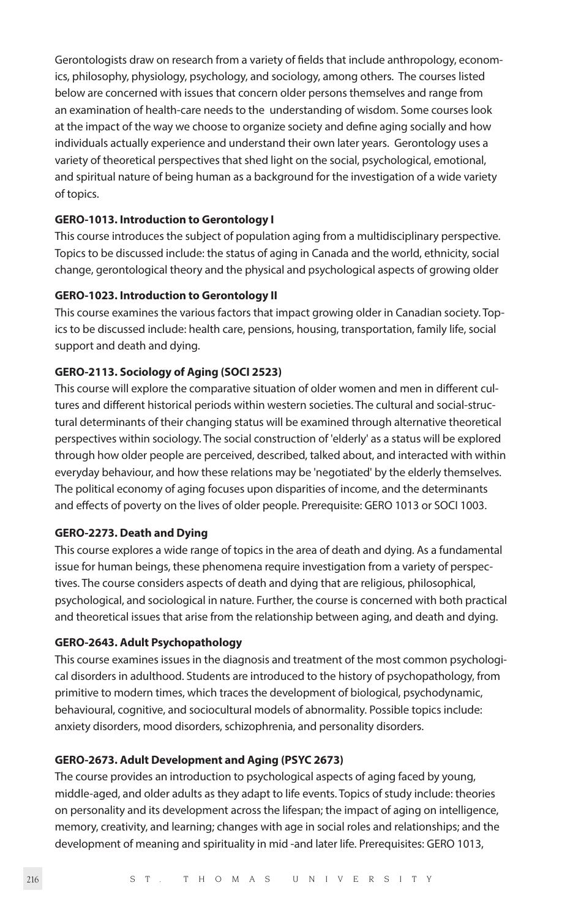Gerontologists draw on research from a variety of fields that include anthropology, economics, philosophy, physiology, psychology, and sociology, among others. The courses listed below are concerned with issues that concern older persons themselves and range from an examination of health-care needs to the understanding of wisdom. Some courses look at the impact of the way we choose to organize society and define aging socially and how individuals actually experience and understand their own later years. Gerontology uses a variety of theoretical perspectives that shed light on the social, psychological, emotional, and spiritual nature of being human as a background for the investigation of a wide variety of topics.

**GERO-1013. Introduction to Gerontology I**

This course introduces the subject of population aging from a multidisciplinary perspective. Topics to be discussed include: the status of aging in Canada and the world, ethnicity, social change, gerontological theory and the physical and psychological aspects of growing older

**GERO-1023. Introduction to Gerontology II**

This course examines the various factors that impact growing older in Canadian society. Topics to be discussed include: health care, pensions, housing, transportation, family life, social support and death and dying.

**GERO-2113. Sociology of Aging (SOCI 2523)**

This course will explore the comparative situation of older women and men in different cultures and different historical periods within western societies. The cultural and social-structural determinants of their changing status will be examined through alternative theoretical perspectives within sociology. The social construction of 'elderly' as a status will be explored through how older people are perceived, described, talked about, and interacted with within everyday behaviour, and how these relations may be 'negotiated' by the elderly themselves. The political economy of aging focuses upon disparities of income, and the determinants and effects of poverty on the lives of older people. Prerequisite: GERO 1013 or SOCI 1003.

**GERO-2273. Death and Dying**

This course explores a wide range of topics in the area of death and dying. As a fundamental issue for human beings, these phenomena require investigation from a variety of perspectives. The course considers aspects of death and dying that are religious, philosophical, psychological, and sociological in nature. Further, the course is concerned with both practical and theoretical issues that arise from the relationship between aging, and death and dying.

**GERO-2643. Adult Psychopathology**

This course examines issues in the diagnosis and treatment of the most common psychological disorders in adulthood. Students are introduced to the history of psychopathology, from primitive to modern times, which traces the development of biological, psychodynamic, behavioural, cognitive, and sociocultural models of abnormality. Possible topics include: anxiety disorders, mood disorders, schizophrenia, and personality disorders.

**GERO-2673. Adult Development and Aging (PSYC 2673)**

The course provides an introduction to psychological aspects of aging faced by young, middle-aged, and older adults as they adapt to life events. Topics of study include: theories on personality and its development across the lifespan; the impact of aging on intelligence, memory, creativity, and learning; changes with age in social roles and relationships; and the development of meaning and spirituality in mid -and later life. Prerequisites: GERO 1013,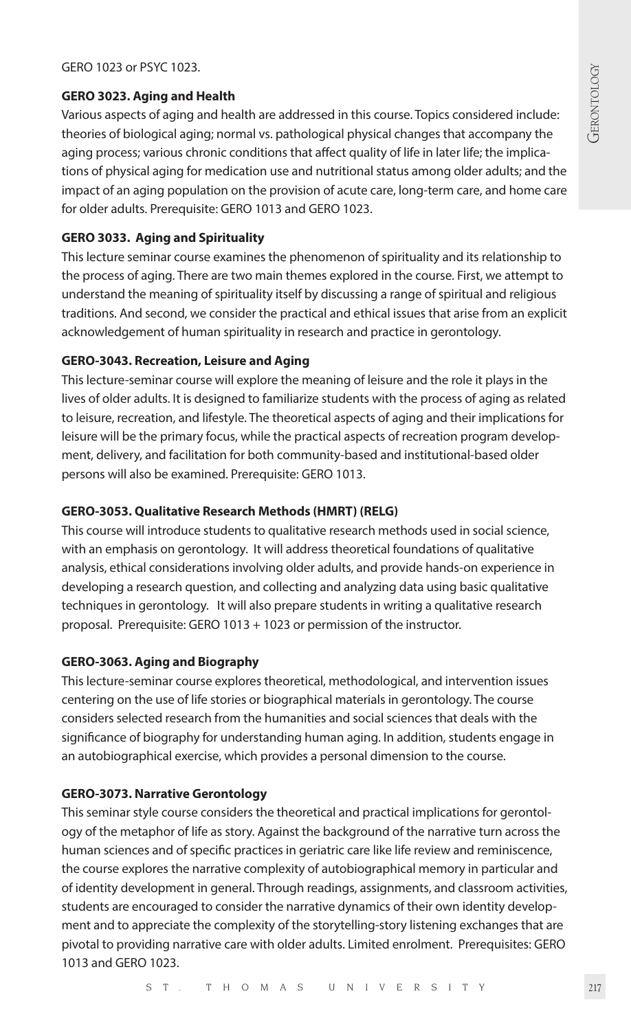GERO 1023 or PSYC 1023.

**GERO 3023. Aging and Health**

Various aspects of aging and health are addressed in this course. Topics considered include: theories of biological aging; normal vs. pathological physical changes that accompany the aging process; various chronic conditions that affect quality of life in later life; the implications of physical aging for medication use and nutritional status among older adults; and the impact of an aging population on the provision of acute care, long-term care, and home care for older adults. Prerequisite: GERO 1013 and GERO 1023.

**GERO 3033. Aging and Spirituality**

This lecture seminar course examines the phenomenon of spirituality and its relationship to the process of aging. There are two main themes explored in the course. First, we attempt to understand the meaning of spirituality itself by discussing a range of spiritual and religious traditions. And second, we consider the practical and ethical issues that arise from an explicit acknowledgement of human spirituality in research and practice in gerontology.

**GERO-3043. Recreation, Leisure and Aging**

This lecture-seminar course will explore the meaning of leisure and the role it plays in the lives of older adults. It is designed to familiarize students with the process of aging as related to leisure, recreation, and lifestyle. The theoretical aspects of aging and their implications for leisure will be the primary focus, while the practical aspects of recreation program development, delivery, and facilitation for both community-based and institutional-based older persons will also be examined. Prerequisite: GERO 1013.

**GERO-3053. Qualitative Research Methods (HMRT) (RELG)**

This course will introduce students to qualitative research methods used in social science, with an emphasis on gerontology. It will address theoretical foundations of qualitative analysis, ethical considerations involving older adults, and provide hands-on experience in developing a research question, and collecting and analyzing data using basic qualitative techniques in gerontology. It will also prepare students in writing a qualitative research proposal. Prerequisite: GERO 1013 + 1023 or permission of the instructor.

**GERO-3063. Aging and Biography**

This lecture-seminar course explores theoretical, methodological, and intervention issues centering on the use of life stories or biographical materials in gerontology. The course considers selected research from the humanities and social sciences that deals with the significance of biography for understanding human aging. In addition, students engage in an autobiographical exercise, which provides a personal dimension to the course.

**GERO-3073. Narrative Gerontology**

This seminar style course considers the theoretical and practical implications for gerontology of the metaphor of life as story. Against the background of the narrative turn across the human sciences and of specific practices in geriatric care like life review and reminiscence, the course explores the narrative complexity of autobiographical memory in particular and of identity development in general. Through readings, assignments, and classroom activities, students are encouraged to consider the narrative dynamics of their own identity development and to appreciate the complexity of the storytelling-story listening exchanges that are pivotal to providing narrative care with older adults. Limited enrolment. Prerequisites: GERO 1013 and GERO 1023.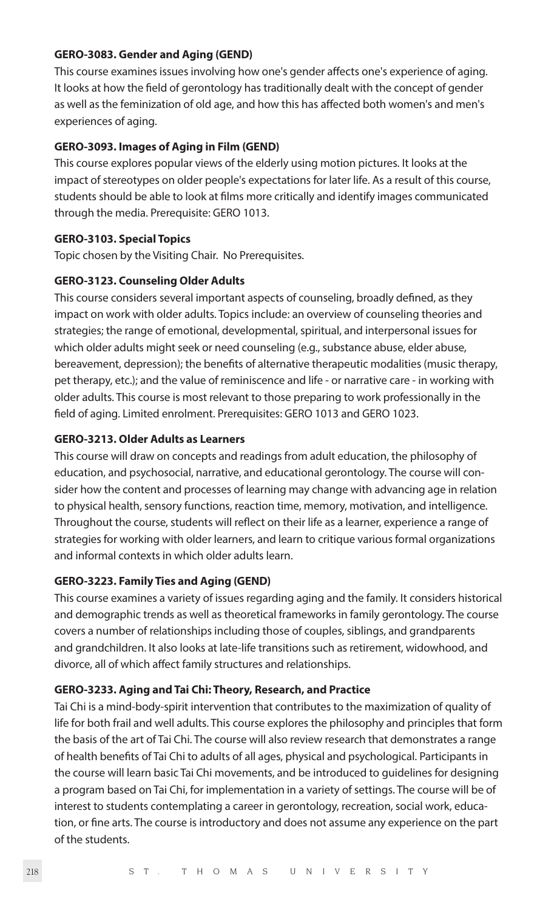**GERO-3083. Gender and Aging (GEND)**

This course examines issues involving how one's gender affects one's experience of aging. It looks at how the field of gerontology has traditionally dealt with the concept of gender as well as the feminization of old age, and how this has affected both women's and men's experiences of aging.

**GERO-3093. Images of Aging in Film (GEND)**

This course explores popular views of the elderly using motion pictures. It looks at the impact of stereotypes on older people's expectations for later life. As a result of this course, students should be able to look at films more critically and identify images communicated through the media. Prerequisite: GERO 1013.

**GERO-3103. Special Topics**

Topic chosen by the Visiting Chair. No Prerequisites.

**GERO-3123. Counseling Older Adults**

This course considers several important aspects of counseling, broadly defined, as they impact on work with older adults. Topics include: an overview of counseling theories and strategies; the range of emotional, developmental, spiritual, and interpersonal issues for which older adults might seek or need counseling (e.g., substance abuse, elder abuse, bereavement, depression); the benefits of alternative therapeutic modalities (music therapy, pet therapy, etc.); and the value of reminiscence and life - or narrative care - in working with older adults. This course is most relevant to those preparing to work professionally in the field of aging. Limited enrolment. Prerequisites: GERO 1013 and GERO 1023.

**GERO-3213. Older Adults as Learners**

This course will draw on concepts and readings from adult education, the philosophy of education, and psychosocial, narrative, and educational gerontology. The course will consider how the content and processes of learning may change with advancing age in relation to physical health, sensory functions, reaction time, memory, motivation, and intelligence. Throughout the course, students will reflect on their life as a learner, experience a range of strategies for working with older learners, and learn to critique various formal organizations and informal contexts in which older adults learn.

**GERO-3223. Family Ties and Aging (GEND)**

This course examines a variety of issues regarding aging and the family. It considers historical and demographic trends as well as theoretical frameworks in family gerontology. The course covers a number of relationships including those of couples, siblings, and grandparents and grandchildren. It also looks at late-life transitions such as retirement, widowhood, and divorce, all of which affect family structures and relationships.

**GERO-3233. Aging and Tai Chi: Theory, Research, and Practice**

Tai Chi is a mind-body-spirit intervention that contributes to the maximization of quality of life for both frail and well adults. This course explores the philosophy and principles that form the basis of the art of Tai Chi. The course will also review research that demonstrates a range of health benefits of Tai Chi to adults of all ages, physical and psychological. Participants in the course will learn basic Tai Chi movements, and be introduced to guidelines for designing a program based on Tai Chi, for implementation in a variety of settings. The course will be of interest to students contemplating a career in gerontology, recreation, social work, education, or fine arts. The course is introductory and does not assume any experience on the part of the students.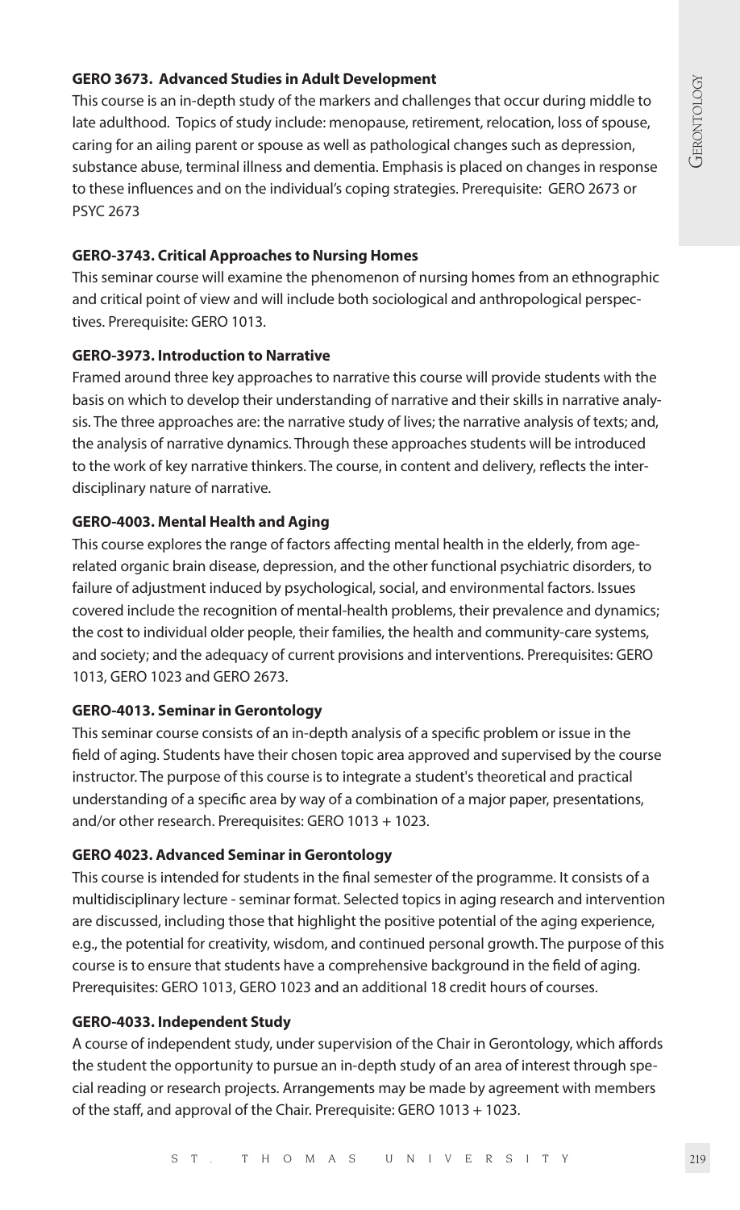**GERO 3673. Advanced Studies in Adult Development**

This course is an in-depth study of the markers and challenges that occur during middle to late adulthood. Topics of study include: menopause, retirement, relocation, loss of spouse, caring for an ailing parent or spouse as well as pathological changes such as depression, substance abuse, terminal illness and dementia. Emphasis is placed on changes in response to these influences and on the individual's coping strategies. Prerequisite: GERO 2673 or PSYC 2673

**GERO-3743. Critical Approaches to Nursing Homes**

This seminar course will examine the phenomenon of nursing homes from an ethnographic and critical point of view and will include both sociological and anthropological perspectives. Prerequisite: GERO 1013.

**GERO-3973. Introduction to Narrative**

Framed around three key approaches to narrative this course will provide students with the basis on which to develop their understanding of narrative and their skills in narrative analysis. The three approaches are: the narrative study of lives; the narrative analysis of texts; and, the analysis of narrative dynamics. Through these approaches students will be introduced to the work of key narrative thinkers. The course, in content and delivery, reflects the interdisciplinary nature of narrative.

**GERO-4003. Mental Health and Aging**

This course explores the range of factors affecting mental health in the elderly, from age-related organic brain disease, depression, and the other functional psychiatric disorders, to failure of adjustment induced by psychological, social, and environmental factors. Issues covered include the recognition of mental-health problems, their prevalence and dynamics; the cost to individual older people, their families, the health and community-care systems, and society; and the adequacy of current provisions and interventions. Prerequisites: GERO 1013, GERO 1023 and GERO 2673.

**GERO-4013. Seminar in Gerontology**

This seminar course consists of an in-depth analysis of a specific problem or issue in the field of aging. Students have their chosen topic area approved and supervised by the course instructor. The purpose of this course is to integrate a student's theoretical and practical understanding of a specific area by way of a combination of a major paper, presentations, and/or other research. Prerequisites: GERO 1013 + 1023.

**GERO 4023. Advanced Seminar in Gerontology**

This course is intended for students in the final semester of the programme. It consists of a multidisciplinary lecture - seminar format. Selected topics in aging research and intervention are discussed, including those that highlight the positive potential of the aging experience, e.g., the potential for creativity, wisdom, and continued personal growth. The purpose of this course is to ensure that students have a comprehensive background in the field of aging. Prerequisites: GERO 1013, GERO 1023 and an additional 18 credit hours of courses.

**GERO-4033. Independent Study**

A course of independent study, under supervision of the Chair in Gerontology, which affords the student the opportunity to pursue an in-depth study of an area of interest through special reading or research projects. Arrangements may be made by agreement with members of the staff, and approval of the Chair. Prerequisite: GERO 1013 + 1023.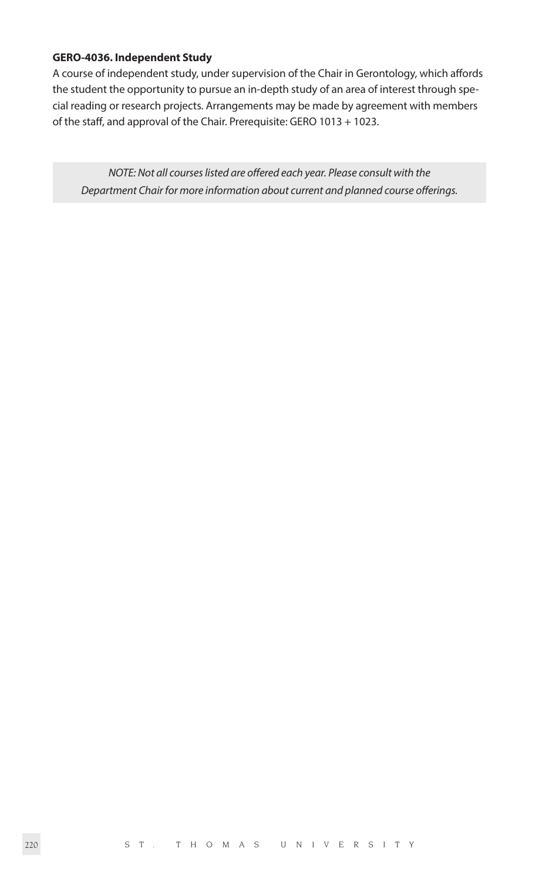**GERO-4036. Independent Study**

A course of independent study, under supervision of the Chair in Gerontology, which affords the student the opportunity to pursue an in-depth study of an area of interest through special reading or research projects. Arrangements may be made by agreement with members of the staff, and approval of the Chair. Prerequisite: GERO 1013 + 1023.

*NOTE: Not all courses listed are offered each year. Please consult with the Department Chair for more information about current and planned course offerings.*